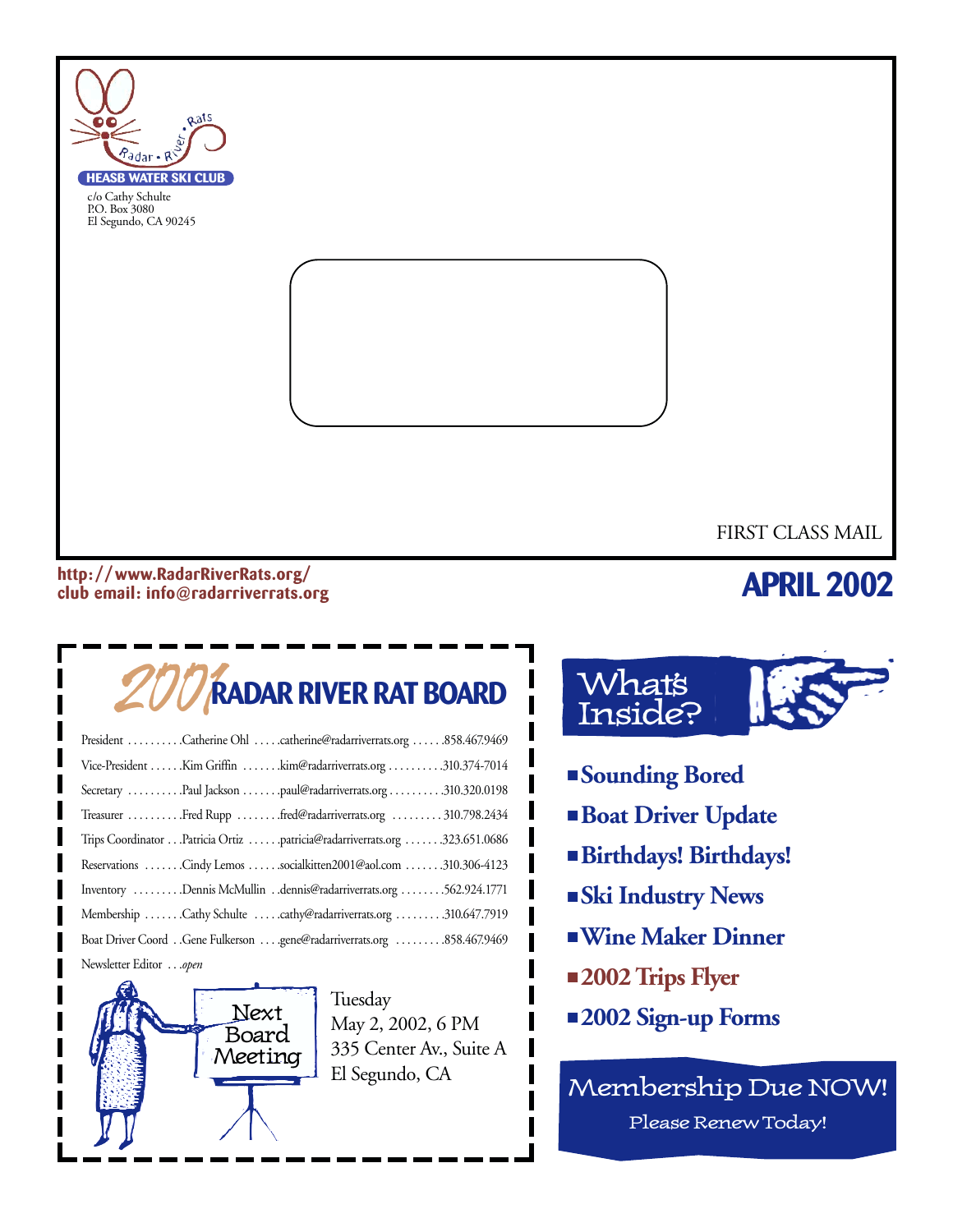Radar • River • Rats

**HEASB WATER SKI CLUB**

c/o Cathy Schulte
P.O. Box 3080
El Segundo, CA 90245

FIRST CLASS MAIL

**http://www.RadarRiverRats.org/**
**club email: info@radarriverrats.org**

# APRIL 2002

## 2001 RADAR RIVER RAT BOARD

| Position | Name | Email | Phone |
|---|---|---|---|
| President | Catherine Ohl | catherine@radarriverrats.org | 858.467.9469 |
| Vice-President | Kim Griffin | kim@radarriverrats.org | 310.374-7014 |
| Secretary | Paul Jackson | paul@radarriverrats.org | 310.320.0198 |
| Treasurer | Fred Rupp | fred@radarriverrats.org | 310.798.2434 |
| Trips Coordinator | Patricia Ortiz | patricia@radarriverrats.org | 323.651.0686 |
| Reservations | Cindy Lemos | socialkitten2001@aol.com | 310.306-4123 |
| Inventory | Dennis McMullin | dennis@radarriverrats.org | 562.924.1771 |
| Membership | Cathy Schulte | cathy@radarriverrats.org | 310.647.7919 |
| Boat Driver Coord | Gene Fulkerson | gene@radarriverrats.org | 858.467.9469 |
| Newsletter Editor | *open* | | |

**Next Board Meeting**

Tuesday
May 2, 2002, 6 PM
335 Center Av., Suite A
El Segundo, CA

## What's Inside?

- **Sounding Bored**
- **Boat Driver Update**
- **Birthdays! Birthdays!**
- **Ski Industry News**
- **Wine Maker Dinner**
- **2002 Trips Flyer**
- **2002 Sign-up Forms**

**Membership Due NOW!**
Please Renew Today!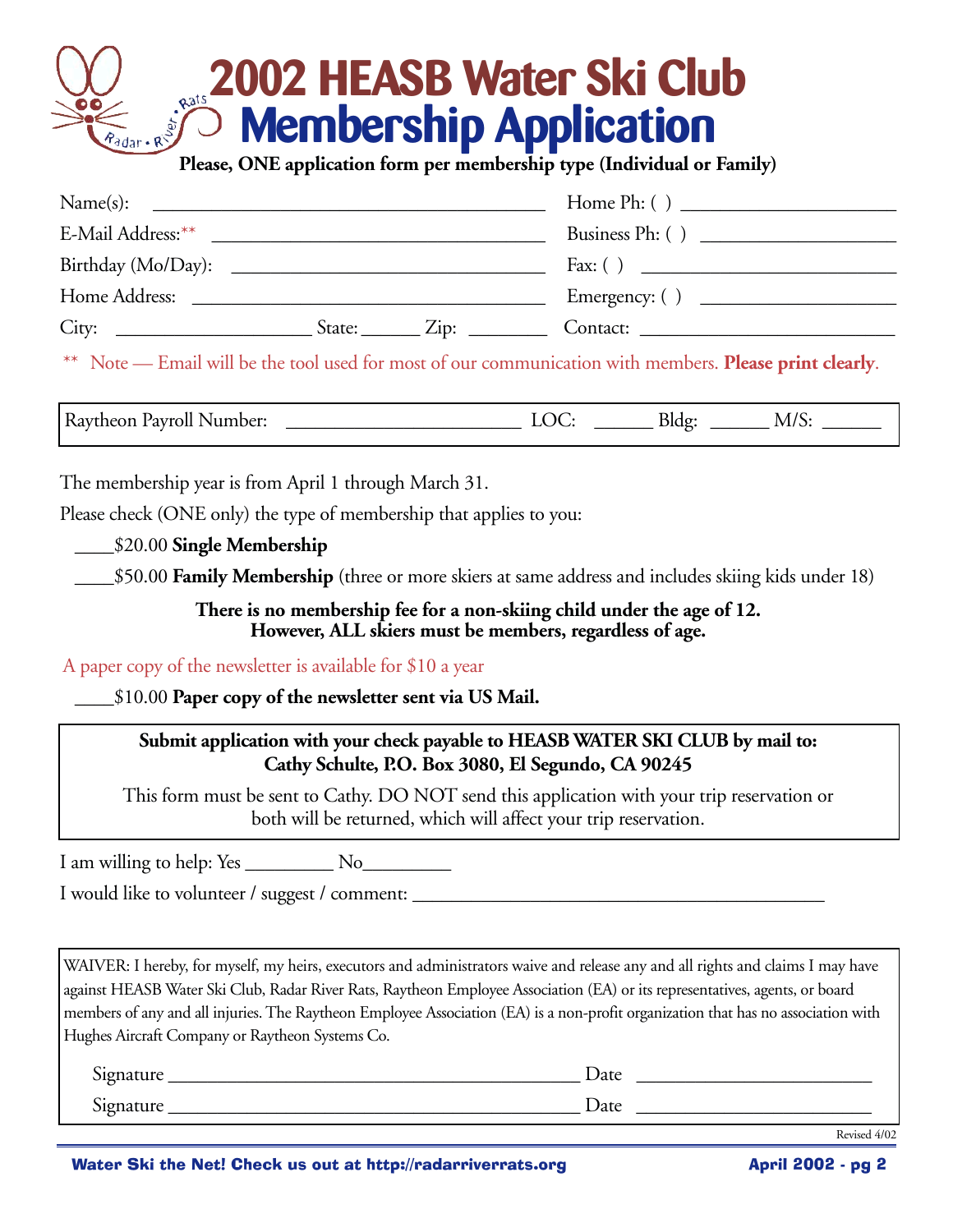# 2002 HEASB Water Ski Club Membership Application

**Please, ONE application form per membership type (Individual or Family)**

Name(s): ________________________________________ Home Ph: ( ) ______________________

E-Mail Address:** ________________________________ Business Ph: ( ) ____________________

Birthday (Mo/Day): _______________________________ Fax: ( ) ___________________________

Home Address: ___________________________________ Emergency: ( ) ____________________

City: ____________________ State: ______ Zip: ________ Contact: __________________________

** Note — Email will be the tool used for most of our communication with members. **Please print clearly**.

Raytheon Payroll Number: ________________________ LOC: ______ Bldg: ______ M/S: ______

The membership year is from April 1 through March 31.

Please check (ONE only) the type of membership that applies to you:

____$20.00 **Single Membership**

____$50.00 **Family Membership** (three or more skiers at same address and includes skiing kids under 18)

**There is no membership fee for a non-skiing child under the age of 12.**
**However, ALL skiers must be members, regardless of age.**

A paper copy of the newsletter is available for $10 a year

____$10.00 **Paper copy of the newsletter sent via US Mail.**

**Submit application with your check payable to HEASB WATER SKI CLUB by mail to:**
**Cathy Schulte, P.O. Box 3080, El Segundo, CA 90245**

This form must be sent to Cathy. DO NOT send this application with your trip reservation or both will be returned, which will affect your trip reservation.

I am willing to help: Yes _________ No_________

I would like to volunteer / suggest / comment: ________________________________________

WAIVER: I hereby, for myself, my heirs, executors and administrators waive and release any and all rights and claims I may have against HEASB Water Ski Club, Radar River Rats, Raytheon Employee Association (EA) or its representatives, agents, or board members of any and all injuries. The Raytheon Employee Association (EA) is a non-profit organization that has no association with Hughes Aircraft Company or Raytheon Systems Co.

Signature ________________________________________ Date ________________________

Signature ________________________________________ Date ________________________

Revised 4/02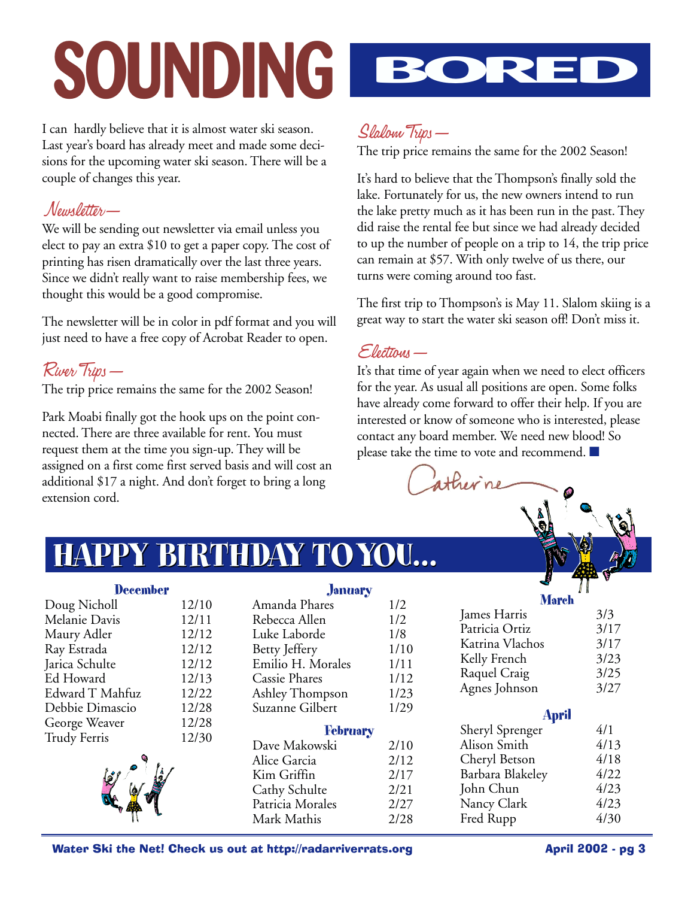# SOUNDING BORED

I can hardly believe that it is almost water ski season. Last year's board has already meet and made some decisions for the upcoming water ski season. There will be a couple of changes this year.

### *Newsletter—*

We will be sending out newsletter via email unless you elect to pay an extra $10 to get a paper copy. The cost of printing has risen dramatically over the last three years. Since we didn't really want to raise membership fees, we thought this would be a good compromise.

The newsletter will be in color in pdf format and you will just need to have a free copy of Acrobat Reader to open.

### *River Trips—*

The trip price remains the same for the 2002 Season!

Park Moabi finally got the hook ups on the point connected. There are three available for rent. You must request them at the time you sign-up. They will be assigned on a first come first served basis and will cost an additional $17 a night. And don't forget to bring a long extension cord.

### *Slalom Trips—*

The trip price remains the same for the 2002 Season!

It's hard to believe that the Thompson's finally sold the lake. Fortunately for us, the new owners intend to run the lake pretty much as it has been run in the past. They did raise the rental fee but since we had already decided to up the number of people on a trip to 14, the trip price can remain at $57. With only twelve of us there, our turns were coming around too fast.

The first trip to Thompson's is May 11. Slalom skiing is a great way to start the water ski season off! Don't miss it.

### *Elections—*

It's that time of year again when we need to elect officers for the year. As usual all positions are open. Some folks have already come forward to offer their help. If you are interested or know of someone who is interested, please contact any board member. We need new blood! So please take the time to vote and recommend. ■

*Catherine*

## HAPPY BIRTHDAY TO YOU...

**December**

| Name | Date |
|---|---|
| Doug Nicholl | 12/10 |
| Melanie Davis | 12/11 |
| Maury Adler | 12/12 |
| Ray Estrada | 12/12 |
| Jarica Schulte | 12/12 |
| Ed Howard | 12/13 |
| Edward T Mahfuz | 12/22 |
| Debbie Dimascio | 12/28 |
| George Weaver | 12/28 |
| Trudy Ferris | 12/30 |

**January**

| Name | Date |
|---|---|
| Amanda Phares | 1/2 |
| Rebecca Allen | 1/2 |
| Luke Laborde | 1/8 |
| Betty Jeffery | 1/10 |
| Emilio H. Morales | 1/11 |
| Cassie Phares | 1/12 |
| Ashley Thompson | 1/23 |
| Suzanne Gilbert | 1/29 |

**February**

| Name | Date |
|---|---|
| Dave Makowski | 2/10 |
| Alice Garcia | 2/12 |
| Kim Griffin | 2/17 |
| Cathy Schulte | 2/21 |
| Patricia Morales | 2/27 |
| Mark Mathis | 2/28 |

**March**

| Name | Date |
|---|---|
| James Harris | 3/3 |
| Patricia Ortiz | 3/17 |
| Katrina Vlachos | 3/17 |
| Kelly French | 3/23 |
| Raquel Craig | 3/25 |
| Agnes Johnson | 3/27 |

**April**

| Name | Date |
|---|---|
| Sheryl Sprenger | 4/1 |
| Alison Smith | 4/13 |
| Cheryl Betson | 4/18 |
| Barbara Blakeley | 4/22 |
| John Chun | 4/23 |
| Nancy Clark | 4/23 |
| Fred Rupp | 4/30 |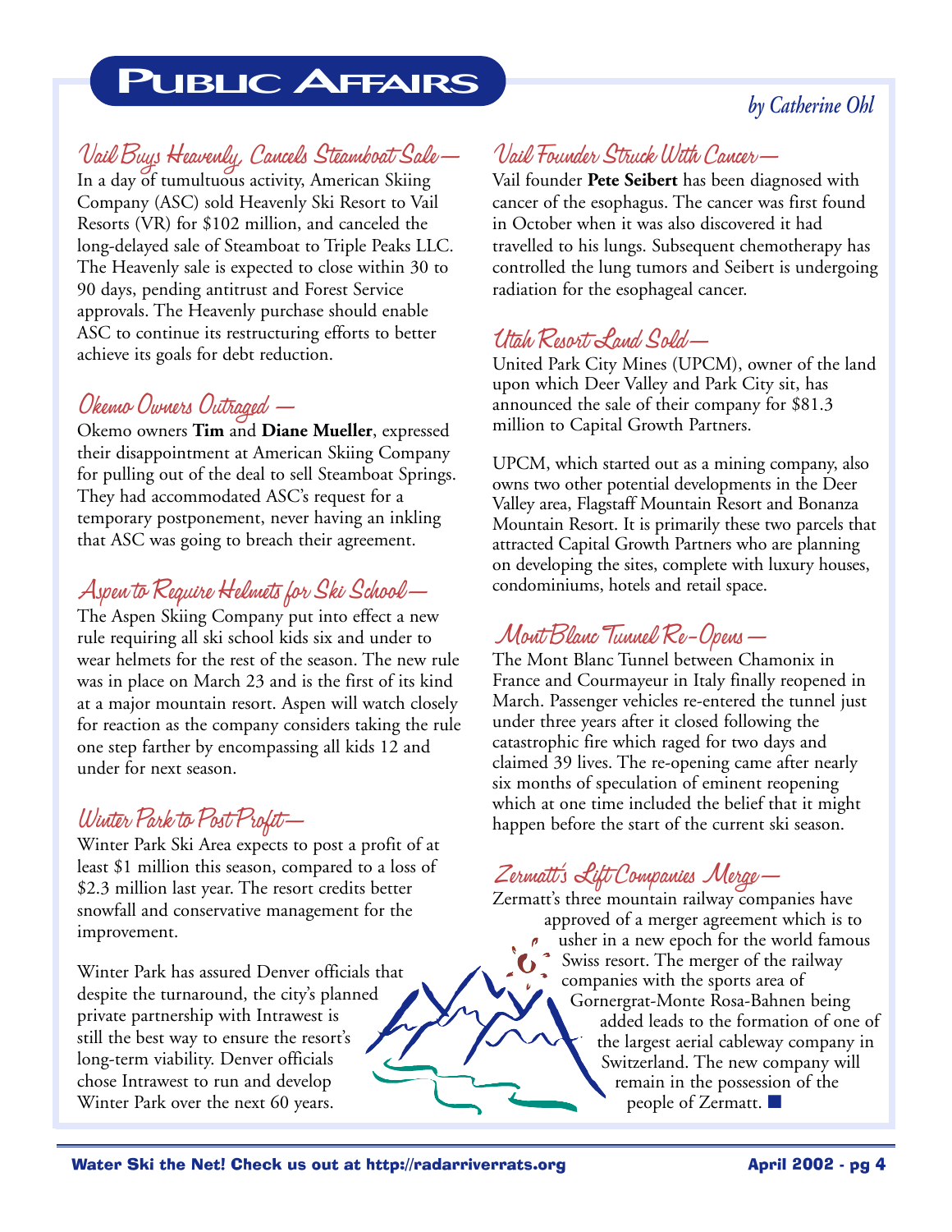# Public Affairs

*by Catherine Ohl*

### Vail Buys Heavenly, Cancels Steamboat Sale—

In a day of tumultuous activity, American Skiing Company (ASC) sold Heavenly Ski Resort to Vail Resorts (VR) for $102 million, and canceled the long-delayed sale of Steamboat to Triple Peaks LLC. The Heavenly sale is expected to close within 30 to 90 days, pending antitrust and Forest Service approvals. The Heavenly purchase should enable ASC to continue its restructuring efforts to better achieve its goals for debt reduction.

### Okemo Owners Outraged —

Okemo owners **Tim** and **Diane Mueller**, expressed their disappointment at American Skiing Company for pulling out of the deal to sell Steamboat Springs. They had accommodated ASC's request for a temporary postponement, never having an inkling that ASC was going to breach their agreement.

### Aspen to Require Helmets for Ski School—

The Aspen Skiing Company put into effect a new rule requiring all ski school kids six and under to wear helmets for the rest of the season. The new rule was in place on March 23 and is the first of its kind at a major mountain resort. Aspen will watch closely for reaction as the company considers taking the rule one step farther by encompassing all kids 12 and under for next season.

### Winter Park to Post Profit—

Winter Park Ski Area expects to post a profit of at least $1 million this season, compared to a loss of $2.3 million last year. The resort credits better snowfall and conservative management for the improvement.

Winter Park has assured Denver officials that despite the turnaround, the city's planned private partnership with Intrawest is still the best way to ensure the resort's long-term viability. Denver officials chose Intrawest to run and develop Winter Park over the next 60 years.

### Vail Founder Struck With Cancer—

Vail founder **Pete Seibert** has been diagnosed with cancer of the esophagus. The cancer was first found in October when it was also discovered it had travelled to his lungs. Subsequent chemotherapy has controlled the lung tumors and Seibert is undergoing radiation for the esophageal cancer.

### Utah Resort Land Sold—

United Park City Mines (UPCM), owner of the land upon which Deer Valley and Park City sit, has announced the sale of their company for $81.3 million to Capital Growth Partners.

UPCM, which started out as a mining company, also owns two other potential developments in the Deer Valley area, Flagstaff Mountain Resort and Bonanza Mountain Resort. It is primarily these two parcels that attracted Capital Growth Partners who are planning on developing the sites, complete with luxury houses, condominiums, hotels and retail space.

### Mont Blanc Tunnel Re-Opens —

The Mont Blanc Tunnel between Chamonix in France and Courmayeur in Italy finally reopened in March. Passenger vehicles re-entered the tunnel just under three years after it closed following the catastrophic fire which raged for two days and claimed 39 lives. The re-opening came after nearly six months of speculation of eminent reopening which at one time included the belief that it might happen before the start of the current ski season.

### Zermatt's Lift Companies Merge—

Zermatt's three mountain railway companies have approved of a merger agreement which is to usher in a new epoch for the world famous Swiss resort. The merger of the railway companies with the sports area of Gornergrat-Monte Rosa-Bahnen being added leads to the formation of one of the largest aerial cableway company in Switzerland. The new company will remain in the possession of the people of Zermatt. ■

Water Ski the Net! Check us out at http://radarriverrats.org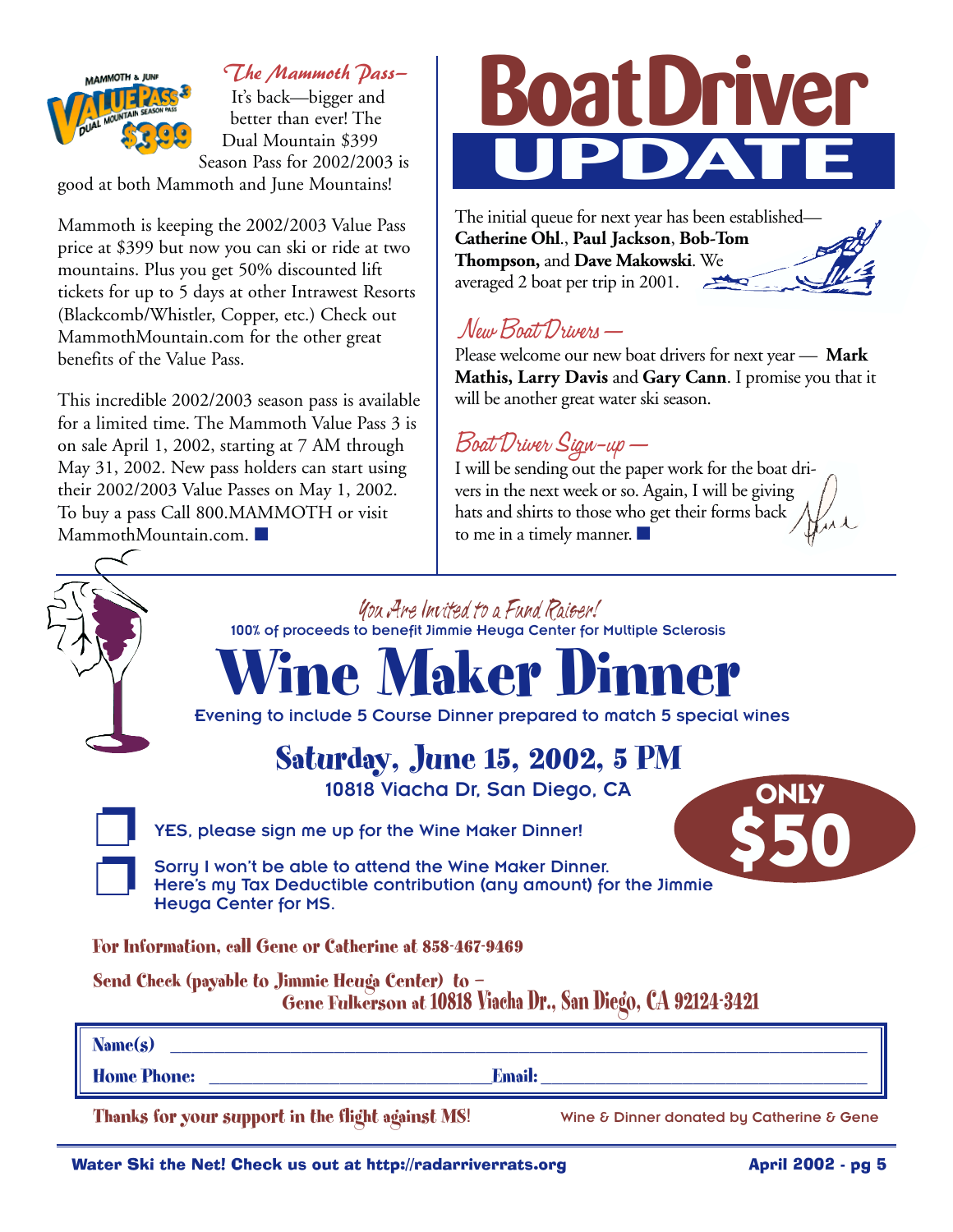## The Mammoth Pass–

It's back—bigger and better than ever! The Dual Mountain $399 Season Pass for 2002/2003 is good at both Mammoth and June Mountains!

Mammoth is keeping the 2002/2003 Value Pass price at $399 but now you can ski or ride at two mountains. Plus you get 50% discounted lift tickets for up to 5 days at other Intrawest Resorts (Blackcomb/Whistler, Copper, etc.) Check out MammothMountain.com for the other great benefits of the Value Pass.

This incredible 2002/2003 season pass is available for a limited time. The Mammoth Value Pass 3 is on sale April 1, 2002, starting at 7 AM through May 31, 2002. New pass holders can start using their 2002/2003 Value Passes on May 1, 2002. To buy a pass Call 800.MAMMOTH or visit MammothMountain.com. ■

# Boat Driver UPDATE

The initial queue for next year has been established— **Catherine Ohl**., **Paul Jackson**, **Bob-Tom Thompson,** and **Dave Makowski**. We averaged 2 boat per trip in 2001.

## New Boat Drivers —

Please welcome our new boat drivers for next year — **Mark Mathis, Larry Davis** and **Gary Cann**. I promise you that it will be another great water ski season.

## Boat Driver Sign-up —

I will be sending out the paper work for the boat drivers in the next week or so. Again, I will be giving hats and shirts to those who get their forms back to me in a timely manner. ■

---

*You Are Invited to a Fund Raiser!*

100% of proceeds to benefit Jimmie Heuga Center for Multiple Sclerosis

# Wine Maker Dinner

Evening to include 5 Course Dinner prepared to match 5 special wines

## Saturday, June 15, 2002, 5 PM

10818 Viacha Dr, San Diego, CA

**ONLY $50**

☐ YES, please sign me up for the Wine Maker Dinner!

☐ Sorry I won't be able to attend the Wine Maker Dinner. Here's my Tax Deductible contribution (any amount) for the Jimmie Heuga Center for MS.

**For Information, call Gene or Catherine at 858-467-9469**

**Send Check (payable to Jimmie Heuga Center) to – Gene Fulkerson at 10818 Viacha Dr., San Diego, CA 92124-3421**

**Name(s)** ______________________________

**Home Phone:** ______________________ **Email:** ______________________

**Thanks for your support in the flight against MS!**

Wine & Dinner donated by Catherine & Gene

Water Ski the Net! Check us out at http://radarriverrats.org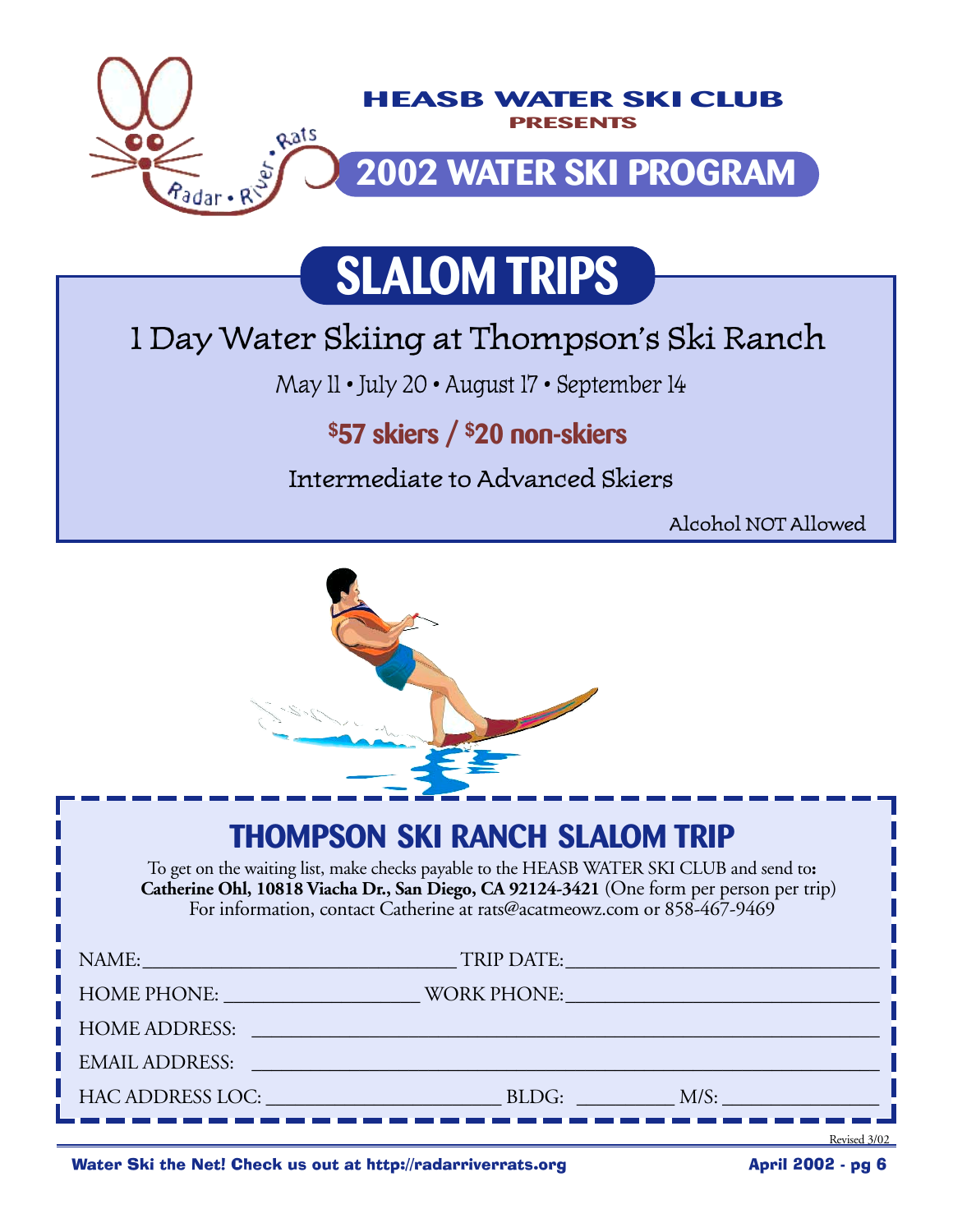Radar • River • Rats

**HEASB WATER SKI CLUB**
**PRESENTS**

# 2002 WATER SKI PROGRAM

## SLALOM TRIPS

### 1 Day Water Skiing at Thompson's Ski Ranch

May 11 • July 20 • August 17 • September 14

**$57 skiers / $20 non-skiers**

Intermediate to Advanced Skiers

Alcohol NOT Allowed

## THOMPSON SKI RANCH SLALOM TRIP

To get on the waiting list, make checks payable to the HEASB WATER SKI CLUB and send to**:**
**Catherine Ohl, 10818 Viacha Dr., San Diego, CA 92124-3421** (One form per person per trip)
For information, contact Catherine at rats@acatmeowz.com or 858-467-9469

NAME: ______________________ TRIP DATE: ______________________

HOME PHONE: ______________________ WORK PHONE: ______________________

HOME ADDRESS: ______________________________________________

EMAIL ADDRESS: ______________________________________________

HAC ADDRESS LOC: ______________________ BLDG: __________ M/S: ______________

Revised 3/02

Water Ski the Net! Check us out at http://radarriverrats.org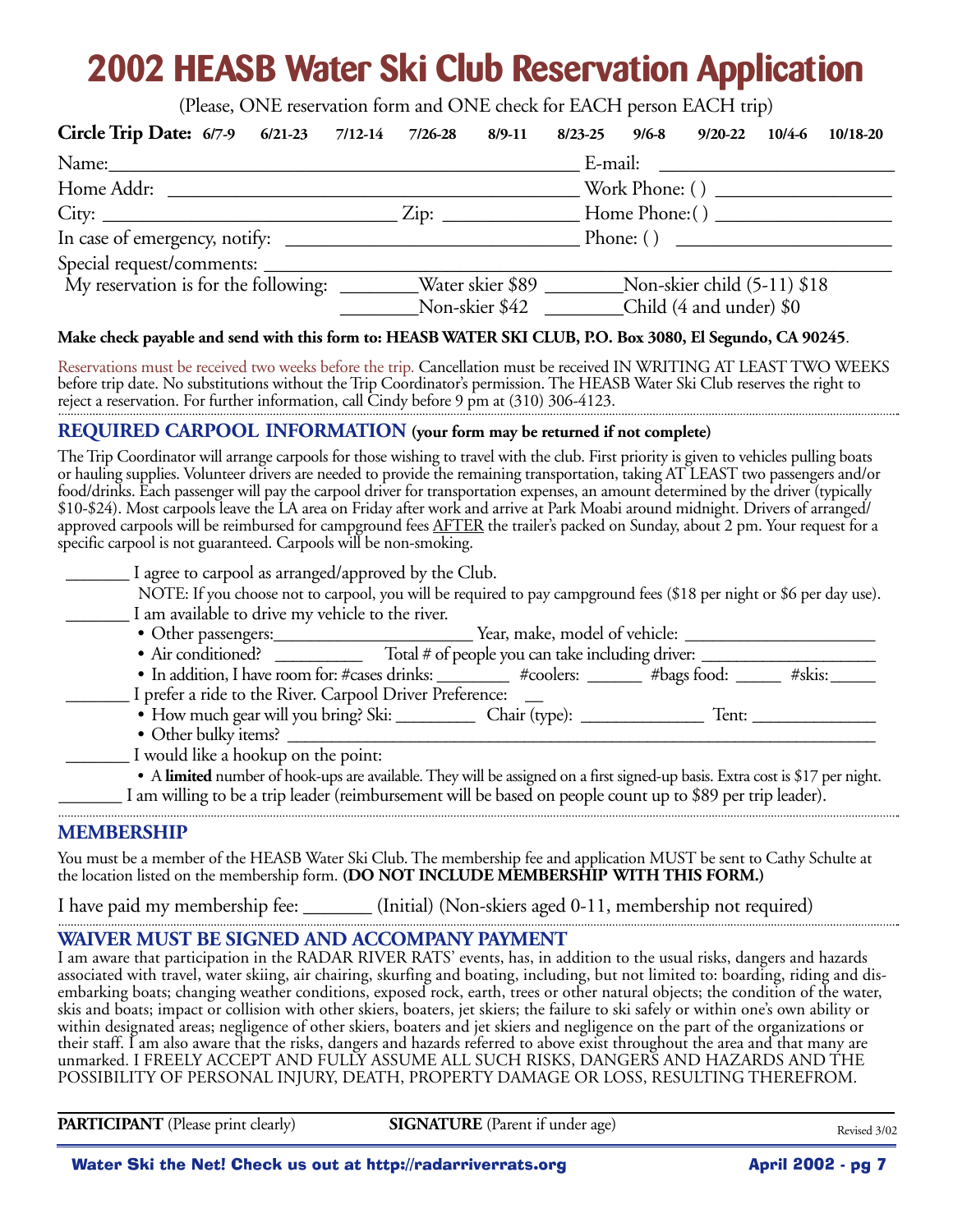# 2002 HEASB Water Ski Club Reservation Application

(Please, ONE reservation form and ONE check for EACH person EACH trip)

**Circle Trip Date:** 6/7-9 6/21-23 7/12-14 7/26-28 8/9-11 8/23-25 9/6-8 9/20-22 10/4-6 10/18-20

Name:______________________________________ E-mail: ____________________

Home Addr: ________________________________ Work Phone: ( ) ______________

City: ______________________ Zip: __________ Home Phone:( ) ______________

In case of emergency, notify: ______________________ Phone: ( ) ______________

Special request/comments: ________________________________________________

My reservation is for the following: ________Water skier $89 ________Non-skier child (5-11) $18

________Non-skier $42 ________Child (4 and under) $0

**Make check payable and send with this form to: HEASB WATER SKI CLUB, P.O. Box 3080, El Segundo, CA 90245**.

Reservations must be received two weeks before the trip. Cancellation must be received IN WRITING AT LEAST TWO WEEKS before trip date. No substitutions without the Trip Coordinator's permission. The HEASB Water Ski Club reserves the right to reject a reservation. For further information, call Cindy before 9 pm at (310) 306-4123.

## REQUIRED CARPOOL INFORMATION (your form may be returned if not complete)

The Trip Coordinator will arrange carpools for those wishing to travel with the club. First priority is given to vehicles pulling boats or hauling supplies. Volunteer drivers are needed to provide the remaining transportation, taking AT LEAST two passengers and/or food/drinks. Each passenger will pay the carpool driver for transportation expenses, an amount determined by the driver (typically $10-$24). Most carpools leave the LA area on Friday after work and arrive at Park Moabi around midnight. Drivers of arranged/approved carpools will be reimbursed for campground fees AFTER the trailer's packed on Sunday, about 2 pm. Your request for a specific carpool is not guaranteed. Carpools will be non-smoking.

_______ I agree to carpool as arranged/approved by the Club.

NOTE: If you choose not to carpool, you will be required to pay campground fees ($18 per night or $6 per day use).

_______ I am available to drive my vehicle to the river.

- Other passengers:______________________ Year, make, model of vehicle: ____________________
- Air conditioned? __________ Total # of people you can take including driver: ________________
- In addition, I have room for: #cases drinks: ________ #coolers: ______ #bags food: _____ #skis:_____

_______ I prefer a ride to the River. Carpool Driver Preference: __

- How much gear will you bring? Ski: _________ Chair (type): ______________ Tent: ______________
- Other bulky items? ______________________________________________________________

_______ I would like a hookup on the point:

- A **limited** number of hook-ups are available. They will be assigned on a first signed-up basis. Extra cost is $17 per night.

_______ I am willing to be a trip leader (reimbursement will be based on people count up to $89 per trip leader).

## MEMBERSHIP

You must be a member of the HEASB Water Ski Club. The membership fee and application MUST be sent to Cathy Schulte at the location listed on the membership form. **(DO NOT INCLUDE MEMBERSHIP WITH THIS FORM.)**

I have paid my membership fee: _______ (Initial) (Non-skiers aged 0-11, membership not required)

## WAIVER MUST BE SIGNED AND ACCOMPANY PAYMENT

I am aware that participation in the RADAR RIVER RATS' events, has, in addition to the usual risks, dangers and hazards associated with travel, water skiing, air chairing, skurfing and boating, including, but not limited to: boarding, riding and disembarking boats; changing weather conditions, exposed rock, earth, trees or other natural objects; the condition of the water, skis and boats; impact or collision with other skiers, boaters, jet skiers; the failure to ski safely or within one's own ability or within designated areas; negligence of other skiers, boaters and jet skiers and negligence on the part of the organizations or their staff. I am also aware that the risks, dangers and hazards referred to above exist throughout the area and that many are unmarked. I FREELY ACCEPT AND FULLY ASSUME ALL SUCH RISKS, DANGERS AND HAZARDS AND THE POSSIBILITY OF PERSONAL INJURY, DEATH, PROPERTY DAMAGE OR LOSS, RESULTING THEREFROM.

**PARTICIPANT** (Please print clearly) **SIGNATURE** (Parent if under age)

Revised 3/02

Water Ski the Net! Check us out at http://radarriverrats.org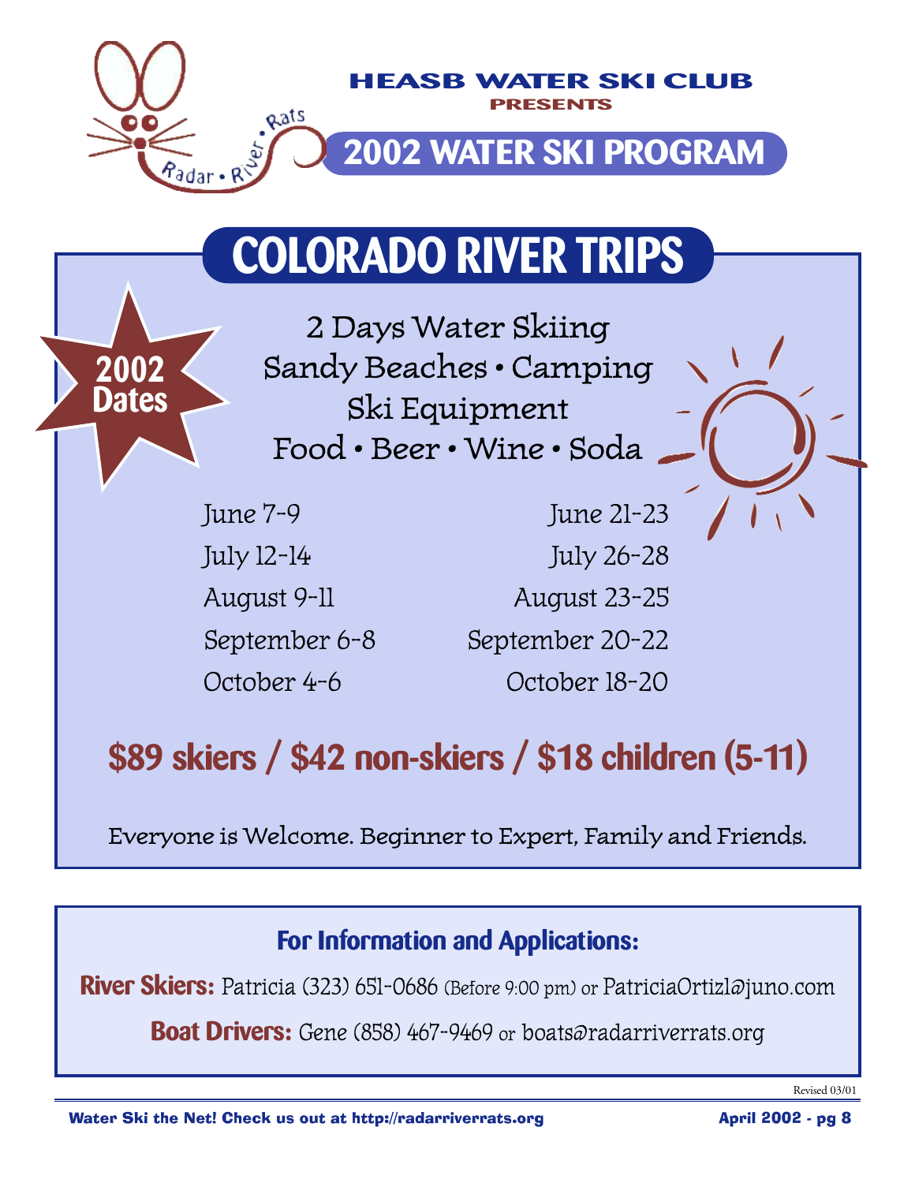HEASB WATER SKI CLUB
PRESENTS

# 2002 WATER SKI PROGRAM

## COLORADO RIVER TRIPS

**2002 Dates**

2 Days Water Skiing
Sandy Beaches • Camping
Ski Equipment
Food • Beer • Wine • Soda

| | |
|---|---|
| June 7-9 | June 21-23 |
| July 12-14 | July 26-28 |
| August 9-11 | August 23-25 |
| September 6-8 | September 20-22 |
| October 4-6 | October 18-20 |

**$89 skiers / $42 non-skiers / $18 children (5-11)**

Everyone is Welcome. Beginner to Expert, Family and Friends.

### For Information and Applications:

**River Skiers:** Patricia (323) 651-0686 (Before 9:00 pm) or PatriciaOrtiz1@juno.com

**Boat Drivers:** Gene (858) 467-9469 or boats@radarriverrats.org

Revised 03/01

Water Ski the Net! Check us out at http://radarriverrats.org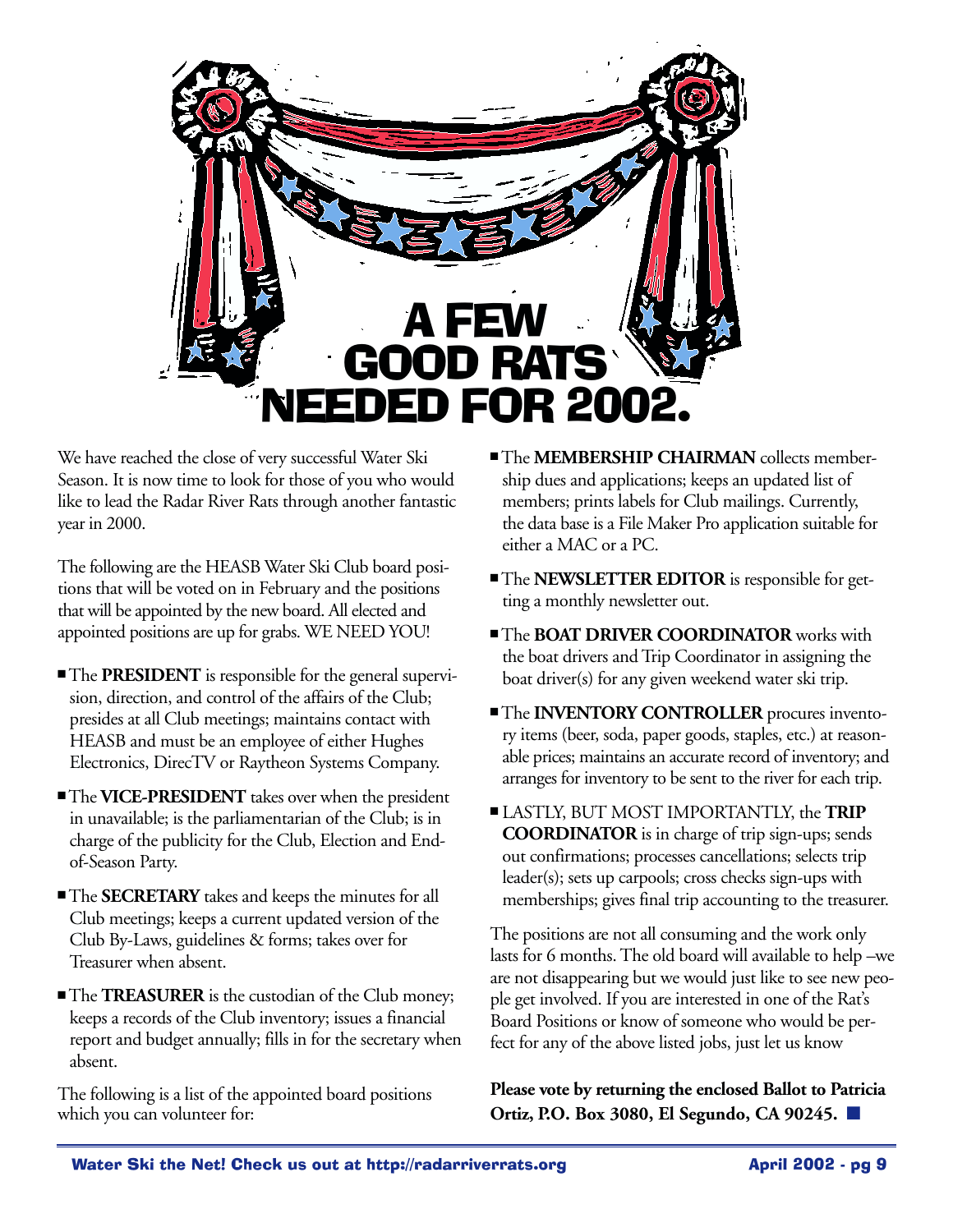# A FEW GOOD RATS NEEDED FOR 2002.

We have reached the close of very successful Water Ski Season. It is now time to look for those of you who would like to lead the Radar River Rats through another fantastic year in 2000.

The following are the HEASB Water Ski Club board positions that will be voted on in February and the positions that will be appointed by the new board. All elected and appointed positions are up for grabs. WE NEED YOU!

- The **PRESIDENT** is responsible for the general supervision, direction, and control of the affairs of the Club; presides at all Club meetings; maintains contact with HEASB and must be an employee of either Hughes Electronics, DirecTV or Raytheon Systems Company.
- The **VICE-PRESIDENT** takes over when the president in unavailable; is the parliamentarian of the Club; is in charge of the publicity for the Club, Election and End-of-Season Party.
- The **SECRETARY** takes and keeps the minutes for all Club meetings; keeps a current updated version of the Club By-Laws, guidelines & forms; takes over for Treasurer when absent.
- The **TREASURER** is the custodian of the Club money; keeps a records of the Club inventory; issues a financial report and budget annually; fills in for the secretary when absent.

The following is a list of the appointed board positions which you can volunteer for:

- The **MEMBERSHIP CHAIRMAN** collects membership dues and applications; keeps an updated list of members; prints labels for Club mailings. Currently, the data base is a File Maker Pro application suitable for either a MAC or a PC.
- The **NEWSLETTER EDITOR** is responsible for getting a monthly newsletter out.
- The **BOAT DRIVER COORDINATOR** works with the boat drivers and Trip Coordinator in assigning the boat driver(s) for any given weekend water ski trip.
- The **INVENTORY CONTROLLER** procures inventory items (beer, soda, paper goods, staples, etc.) at reasonable prices; maintains an accurate record of inventory; and arranges for inventory to be sent to the river for each trip.
- LASTLY, BUT MOST IMPORTANTLY, the **TRIP COORDINATOR** is in charge of trip sign-ups; sends out confirmations; processes cancellations; selects trip leader(s); sets up carpools; cross checks sign-ups with memberships; gives final trip accounting to the treasurer.

The positions are not all consuming and the work only lasts for 6 months. The old board will available to help –we are not disappearing but we would just like to see new people get involved. If you are interested in one of the Rat's Board Positions or know of someone who would be perfect for any of the above listed jobs, just let us know

**Please vote by returning the enclosed Ballot to Patricia Ortiz, P.O. Box 3080, El Segundo, CA 90245.** ■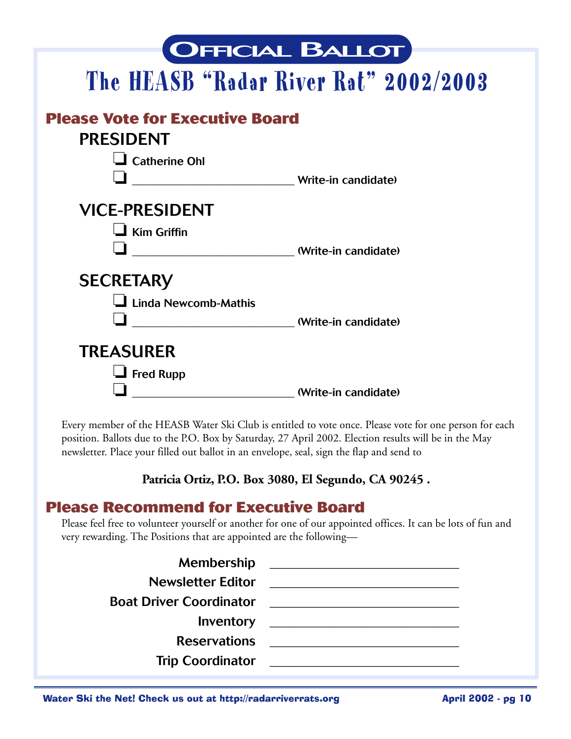# Official Ballot

# The HEASB "Radar River Rat" 2002/2003

## Please Vote for Executive Board

### PRESIDENT

- ❑ Catherine Ohl
- ❑ ______________________ Write-in candidate)

### VICE-PRESIDENT

- ❑ Kim Griffin
- ❑ ______________________ (Write-in candidate)

### SECRETARY

- ❑ Linda Newcomb-Mathis
- ❑ ______________________ (Write-in candidate)

### TREASURER

- ❑ Fred Rupp
- ❑ ______________________ (Write-in candidate)

Every member of the HEASB Water Ski Club is entitled to vote once. Please vote for one person for each position. Ballots due to the P.O. Box by Saturday, 27 April 2002. Election results will be in the May newsletter. Place your filled out ballot in an envelope, seal, sign the flap and send to

**Patricia Ortiz, P.O. Box 3080, El Segundo, CA 90245 .**

## Please Recommend for Executive Board

Please feel free to volunteer yourself or another for one of our appointed offices. It can be lots of fun and very rewarding. The Positions that are appointed are the following—

| | |
|---|---|
| Membership | ______________________ |
| Newsletter Editor | ______________________ |
| Boat Driver Coordinator | ______________________ |
| Inventory | ______________________ |
| Reservations | ______________________ |
| Trip Coordinator | ______________________ |

Water Ski the Net! Check us out at http://radarriverrats.org